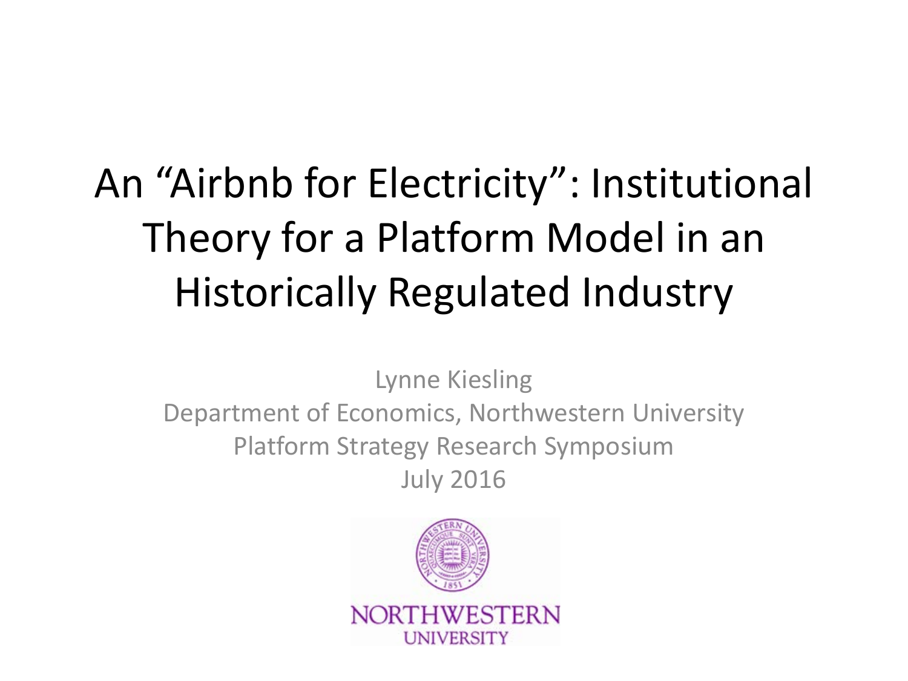# An "Airbnb for Electricity": Institutional Theory for a Platform Model in an Historically Regulated Industry

Lynne Kiesling

Department of Economics, Northwestern University

Platform Strategy Research Symposium

July 2016

NORTHWESTERN UNIVERSITY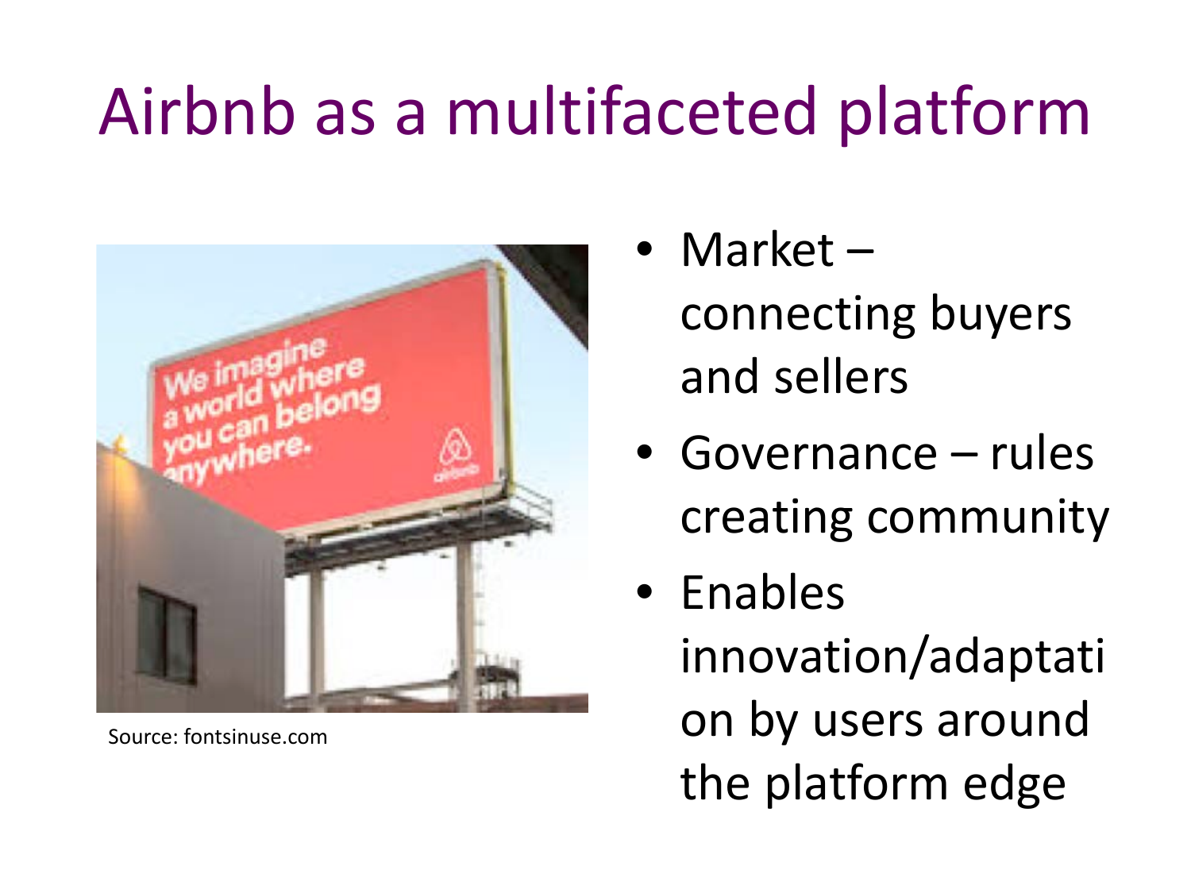# Airbnb as a multifaceted platform

Source: fontsinuse.com

- Market – connecting buyers and sellers
- Governance – rules creating community
- Enables innovation/adaptation by users around the platform edge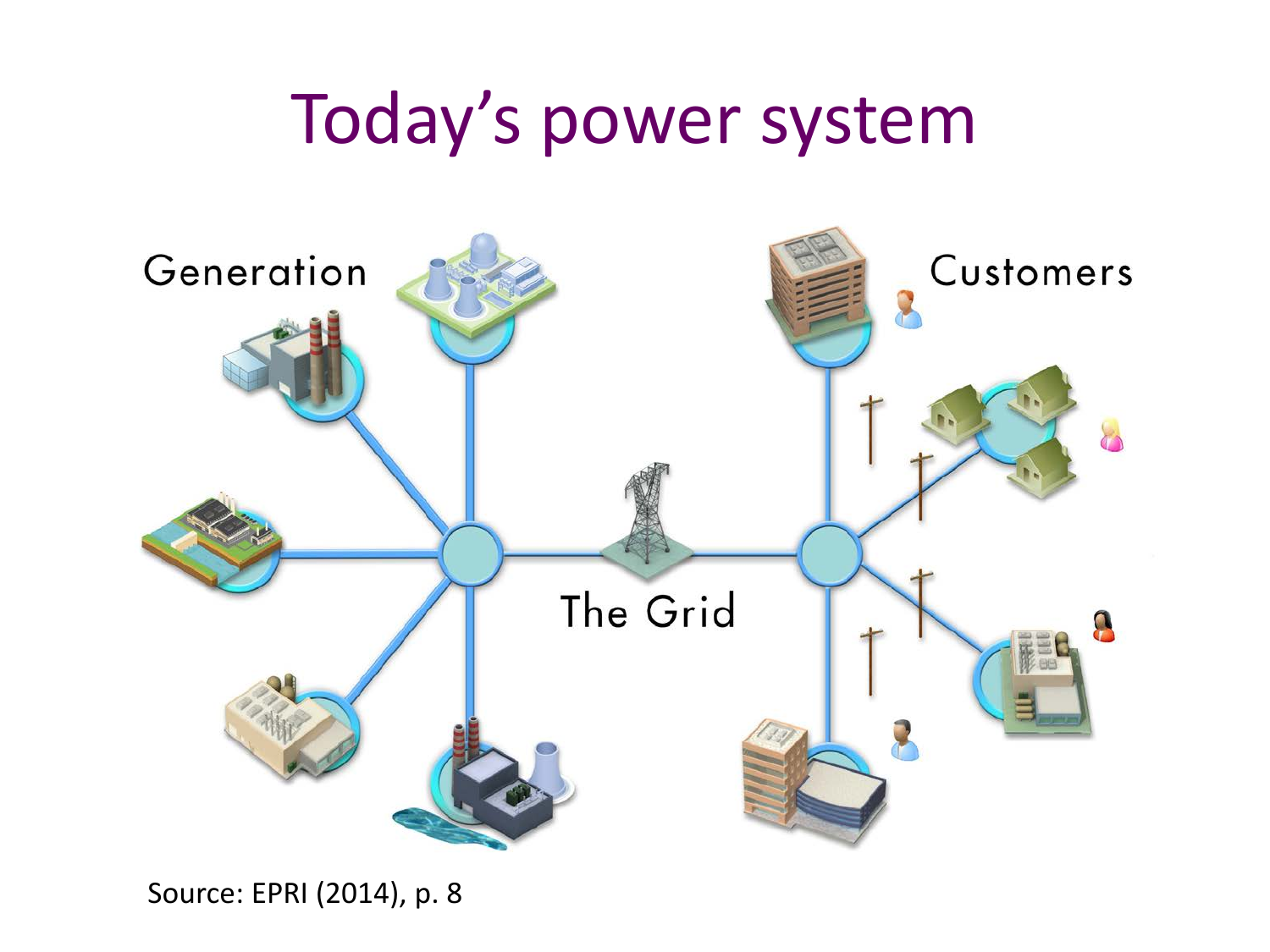# Today's power system

Generation

Customers

The Grid

Source: EPRI (2014), p. 8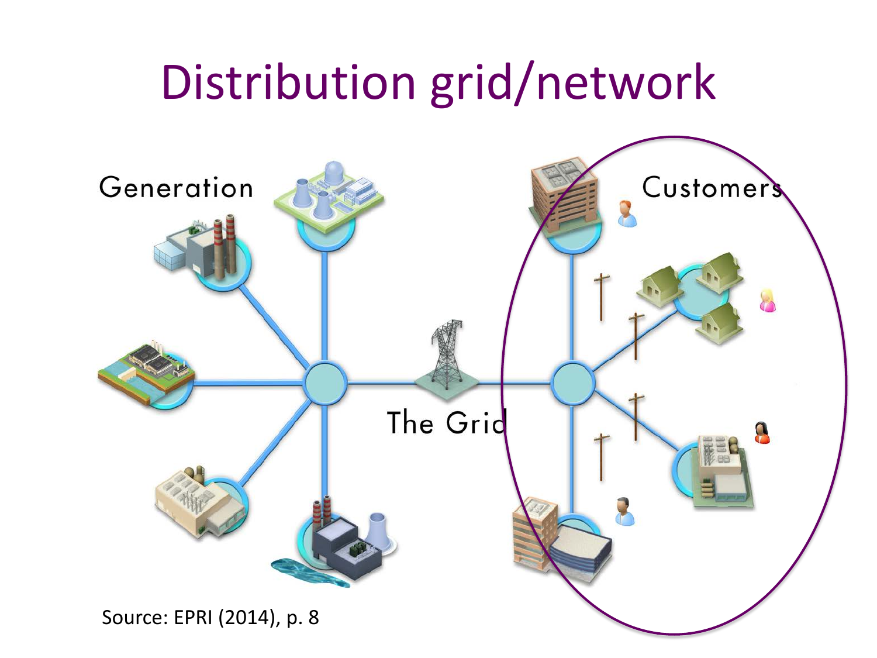# Distribution grid/network

Generation

Customers

The Grid

Source: EPRI (2014), p. 8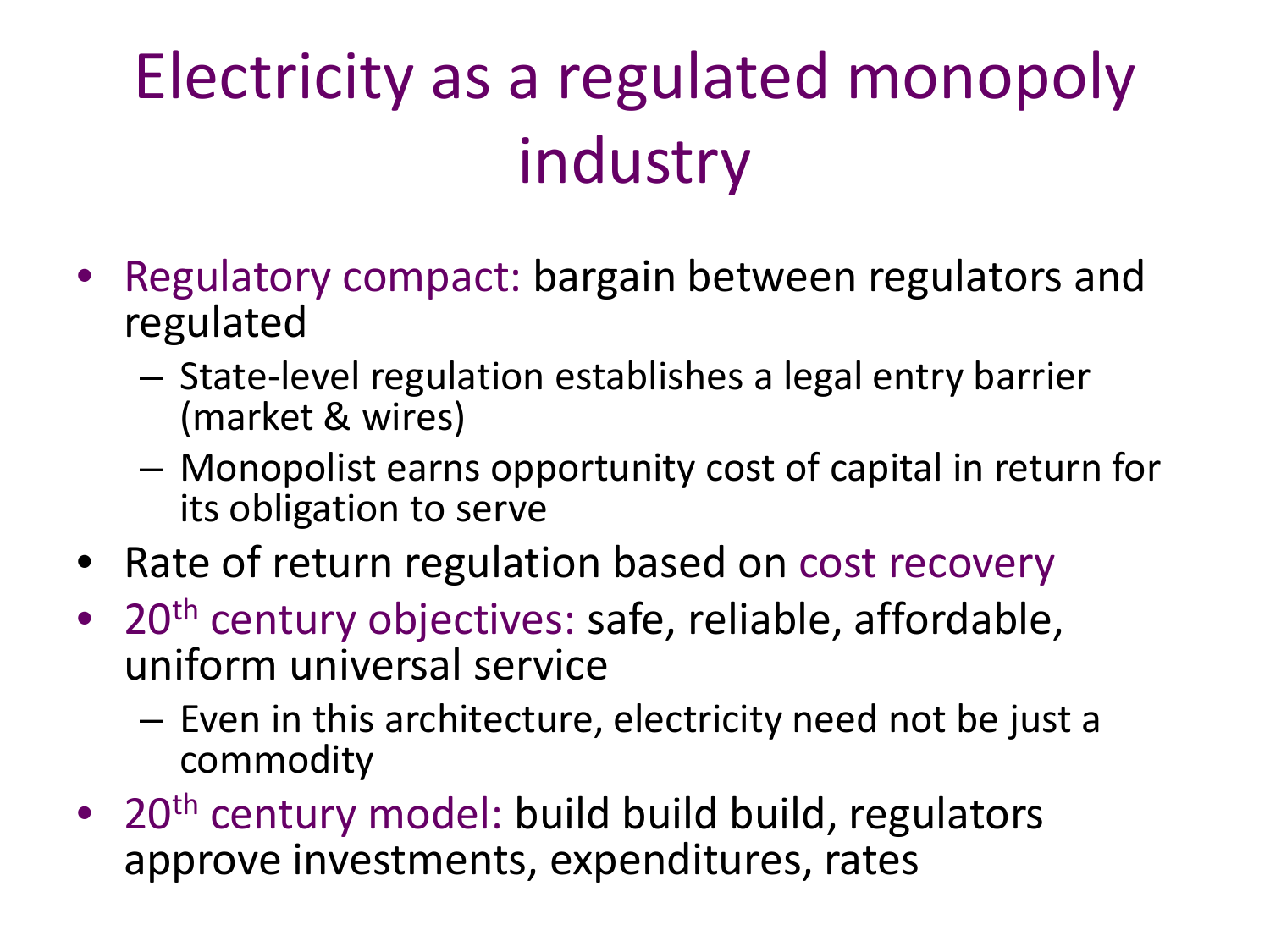# Electricity as a regulated monopoly industry

- Regulatory compact: bargain between regulators and regulated
  - State-level regulation establishes a legal entry barrier (market & wires)
  - Monopolist earns opportunity cost of capital in return for its obligation to serve
- Rate of return regulation based on cost recovery
- 20th century objectives: safe, reliable, affordable, uniform universal service
  - Even in this architecture, electricity need not be just a commodity
- 20th century model: build build build, regulators approve investments, expenditures, rates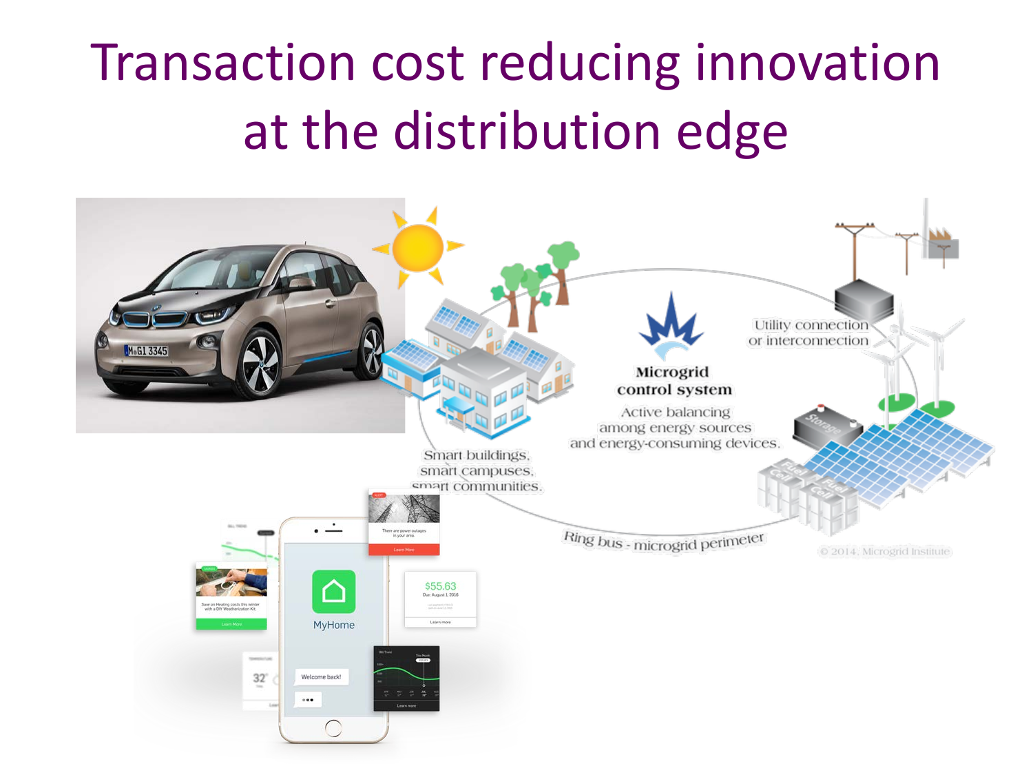# Transaction cost reducing innovation at the distribution edge

Smart buildings, smart campuses, smart communities.

Microgrid control system

Active balancing among energy sources and energy-consuming devices.

Utility connection or interconnection

Ring bus - microgrid perimeter

© 2014, Microgrid Institute

MyHome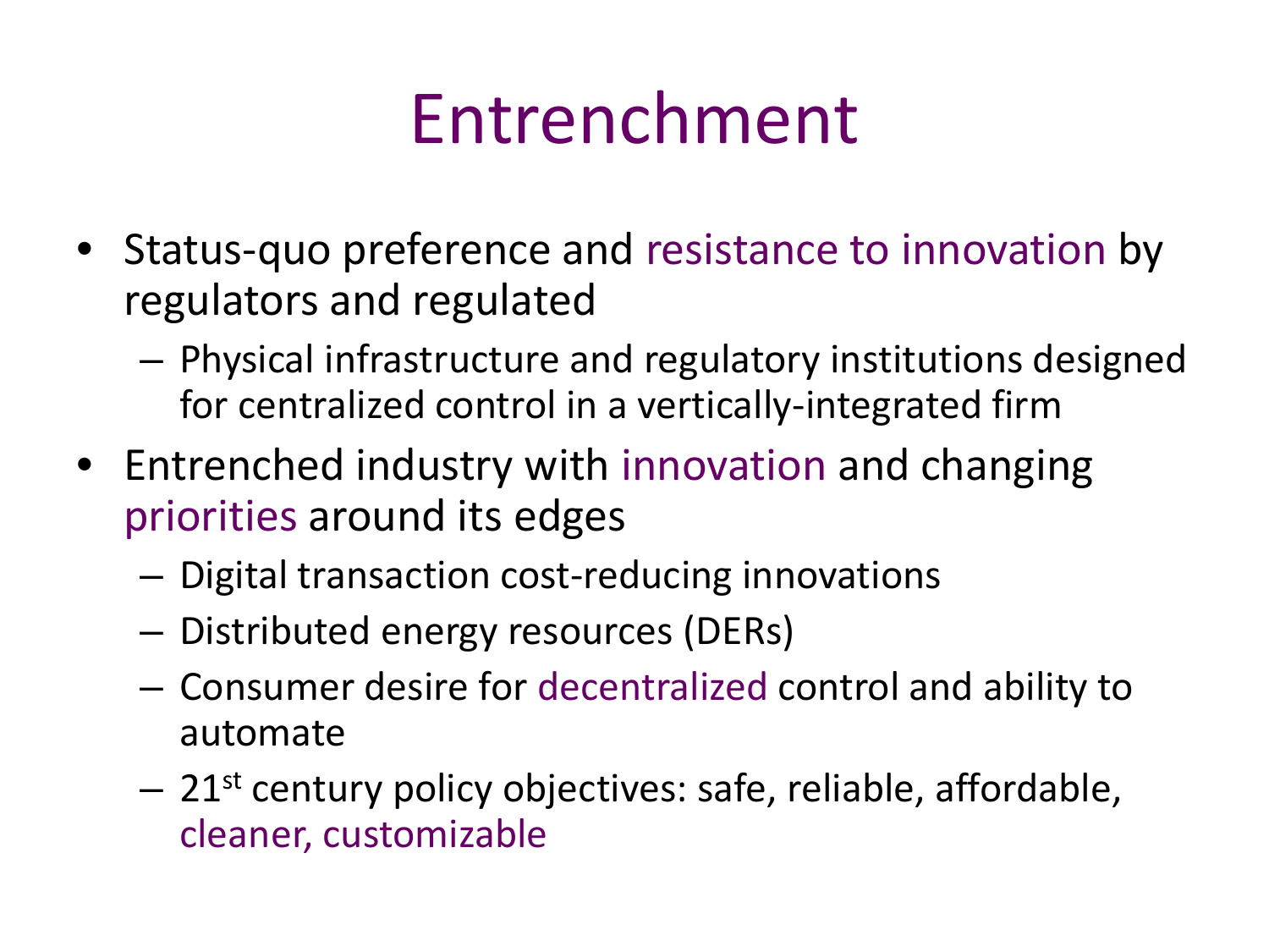# Entrenchment

- Status-quo preference and resistance to innovation by regulators and regulated
  - Physical infrastructure and regulatory institutions designed for centralized control in a vertically-integrated firm
- Entrenched industry with innovation and changing priorities around its edges
  - Digital transaction cost-reducing innovations
  - Distributed energy resources (DERs)
  - Consumer desire for decentralized control and ability to automate
  - $21^{st}$ century policy objectives: safe, reliable, affordable, cleaner, customizable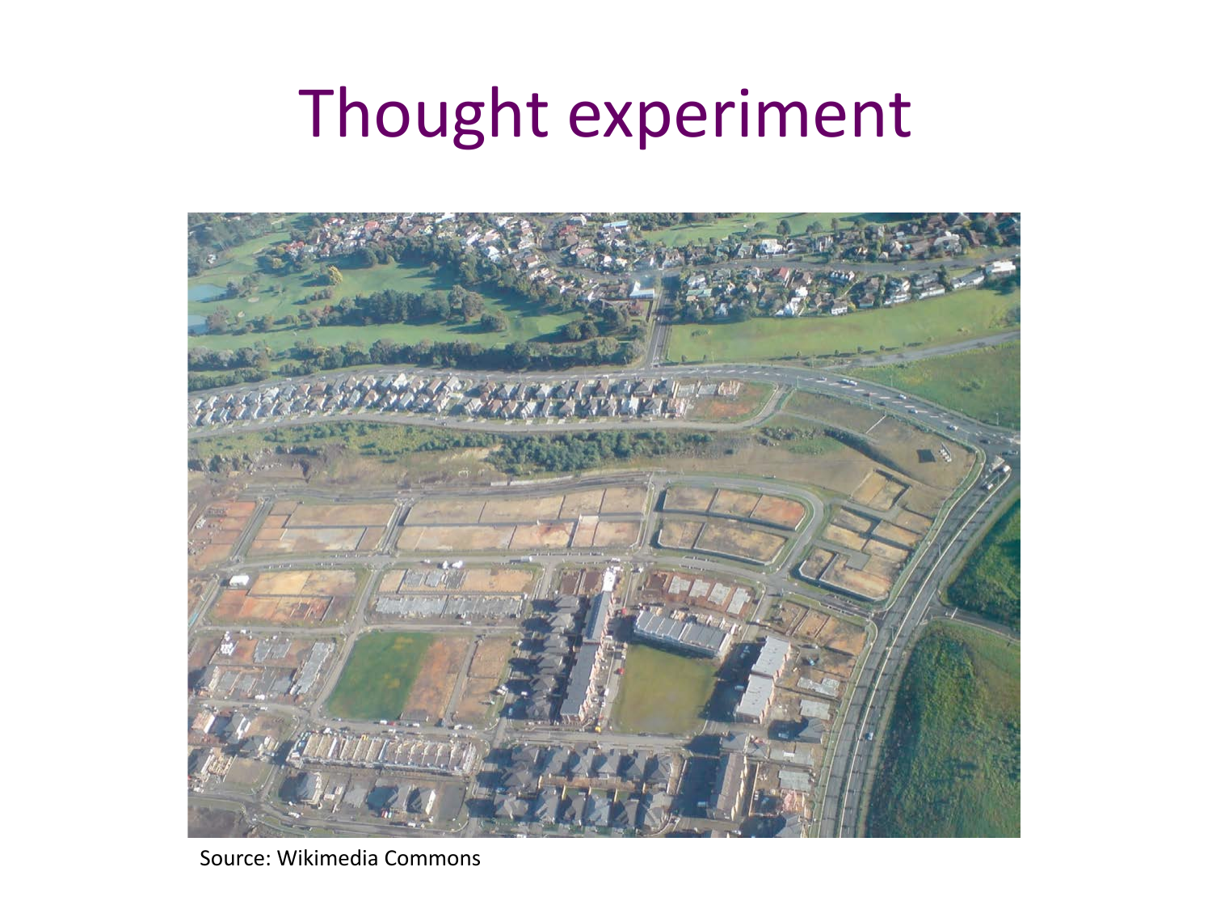# Thought experiment

Source: Wikimedia Commons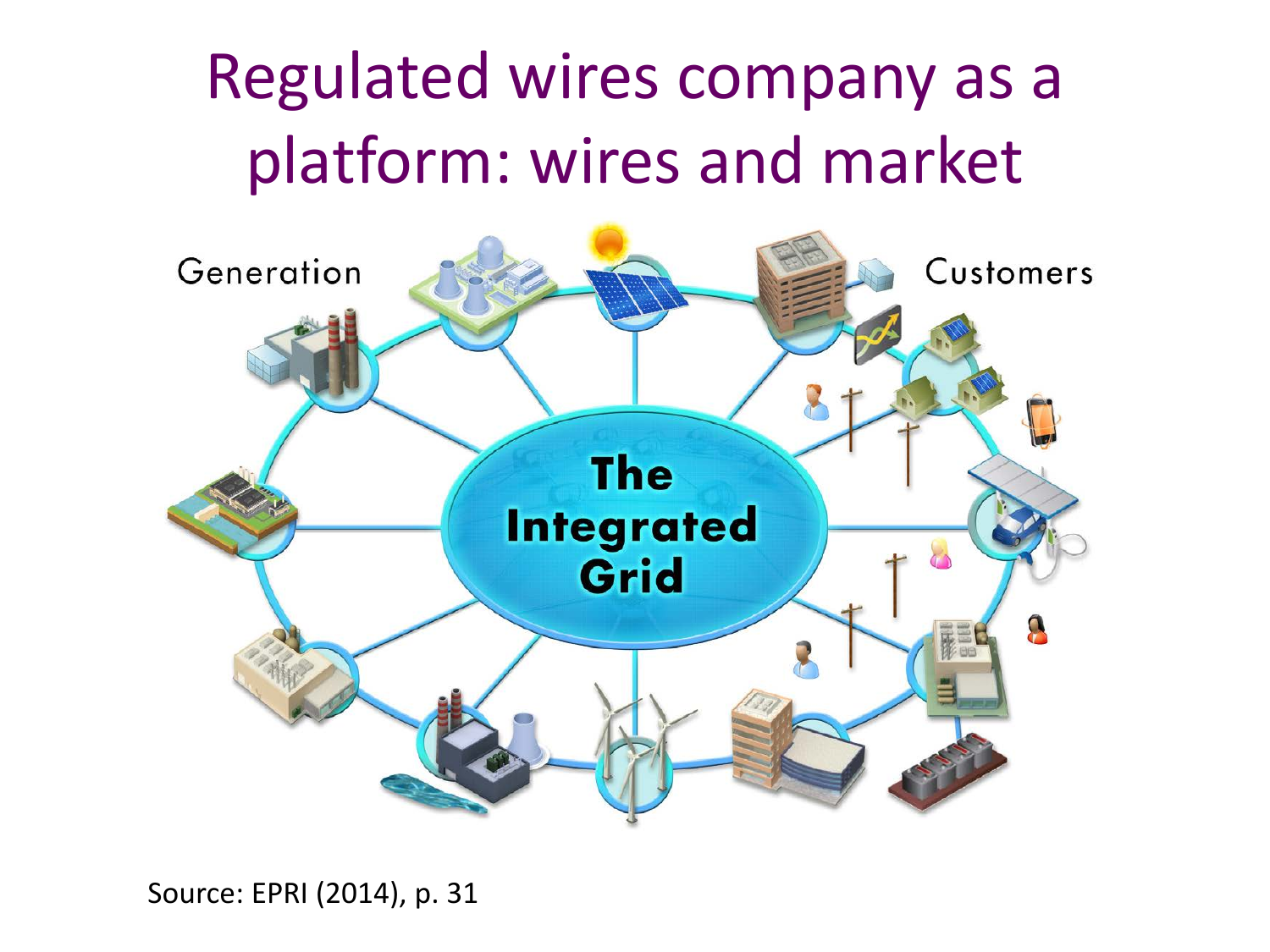# Regulated wires company as a platform: wires and market

Generation

Customers

The Integrated Grid

Source: EPRI (2014), p. 31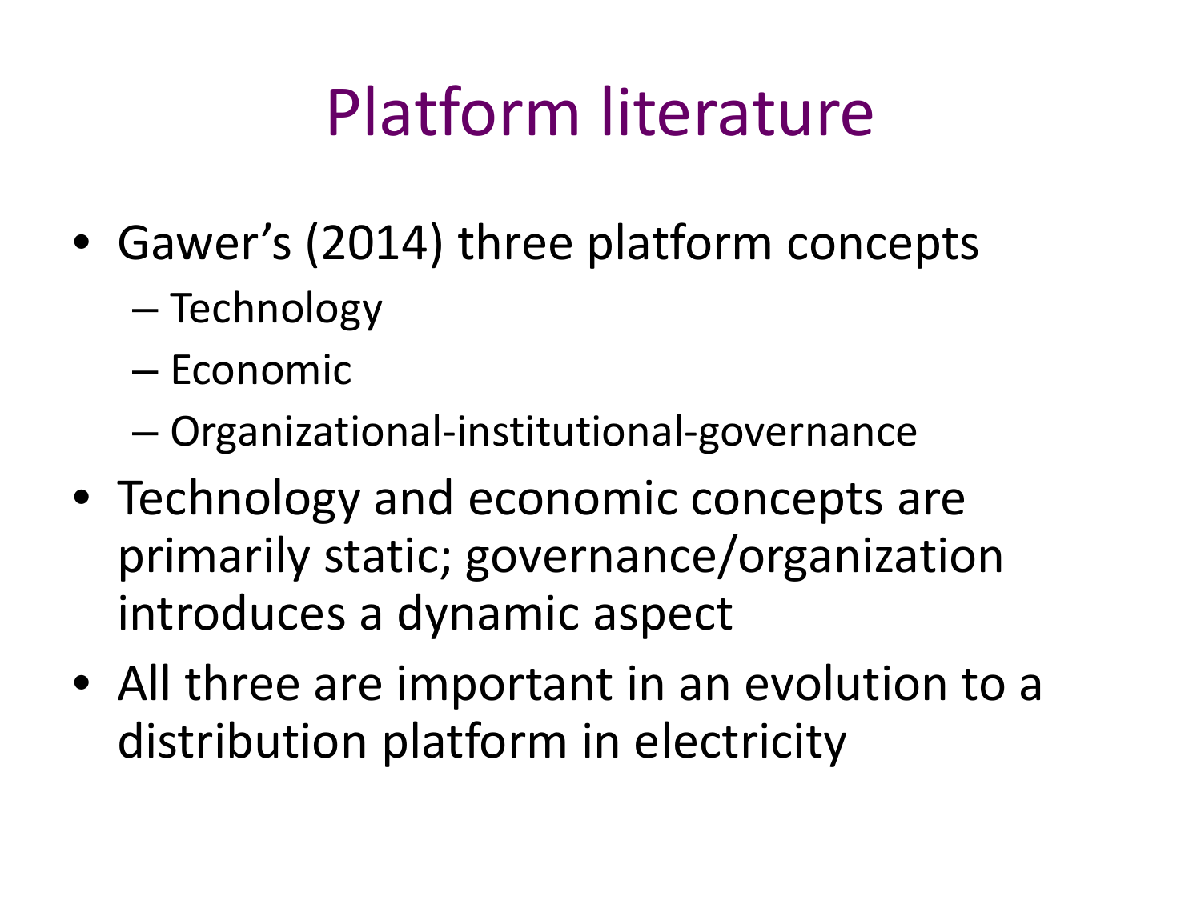# Platform literature

- Gawer’s (2014) three platform concepts
  - Technology
  - Economic
  - Organizational-institutional-governance
- Technology and economic concepts are primarily static; governance/organization introduces a dynamic aspect
- All three are important in an evolution to a distribution platform in electricity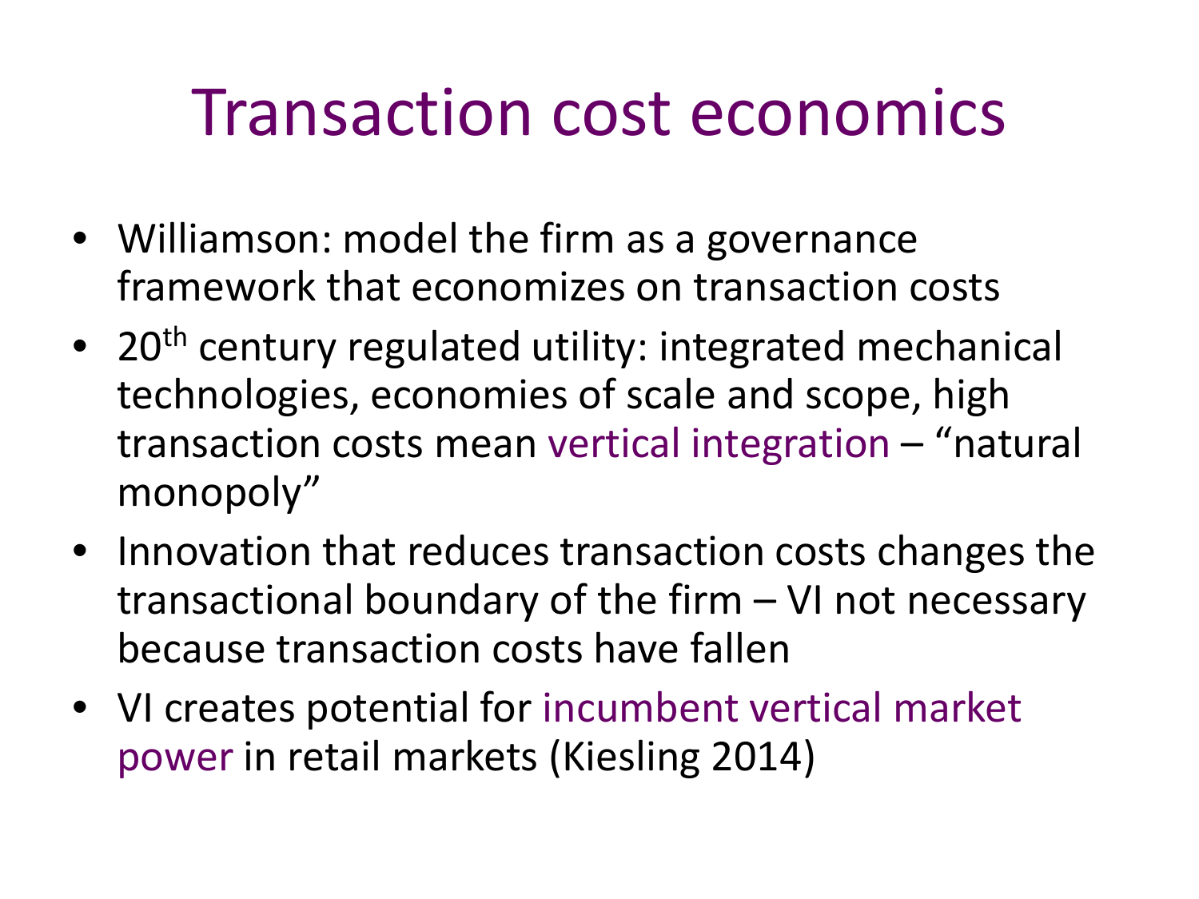# Transaction cost economics

- Williamson: model the firm as a governance framework that economizes on transaction costs
- $20^{th}$ century regulated utility: integrated mechanical technologies, economies of scale and scope, high transaction costs mean vertical integration – "natural monopoly"
- Innovation that reduces transaction costs changes the transactional boundary of the firm – VI not necessary because transaction costs have fallen
- VI creates potential for incumbent vertical market power in retail markets (Kiesling 2014)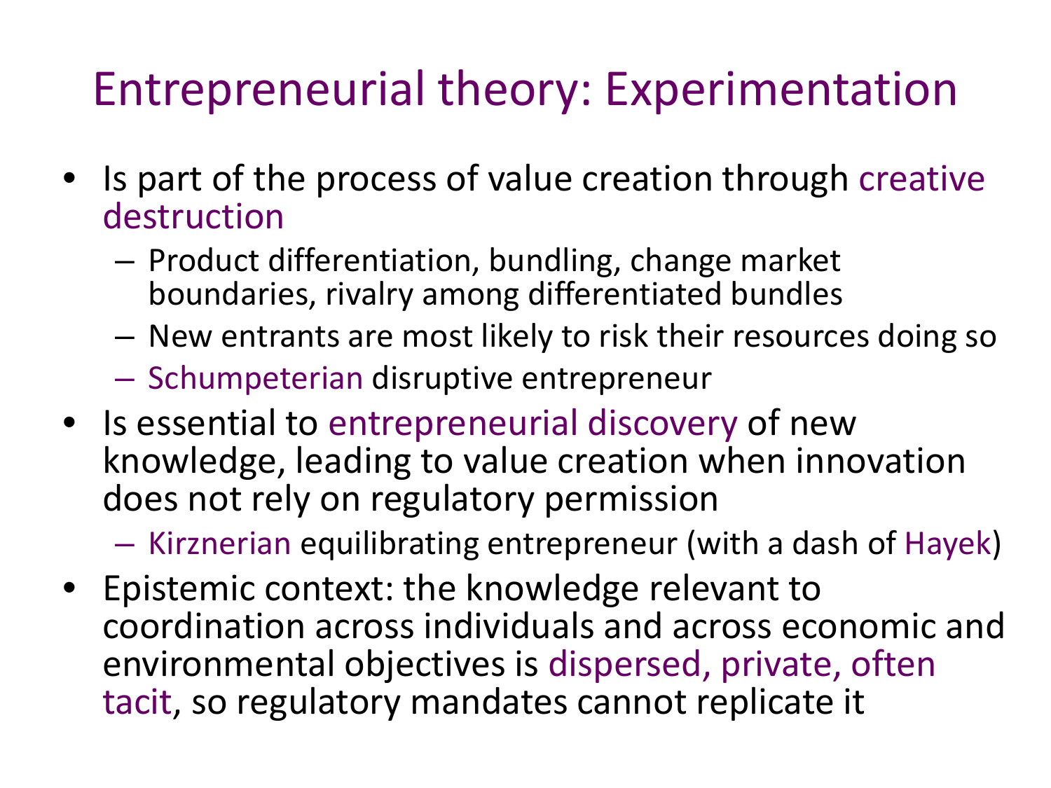# Entrepreneurial theory: Experimentation

- Is part of the process of value creation through creative destruction
  - Product differentiation, bundling, change market boundaries, rivalry among differentiated bundles
  - New entrants are most likely to risk their resources doing so
  - Schumpeterian disruptive entrepreneur
- Is essential to entrepreneurial discovery of new knowledge, leading to value creation when innovation does not rely on regulatory permission
  - Kirznerian equilibrating entrepreneur (with a dash of Hayek)
- Epistemic context: the knowledge relevant to coordination across individuals and across economic and environmental objectives is dispersed, private, often tacit, so regulatory mandates cannot replicate it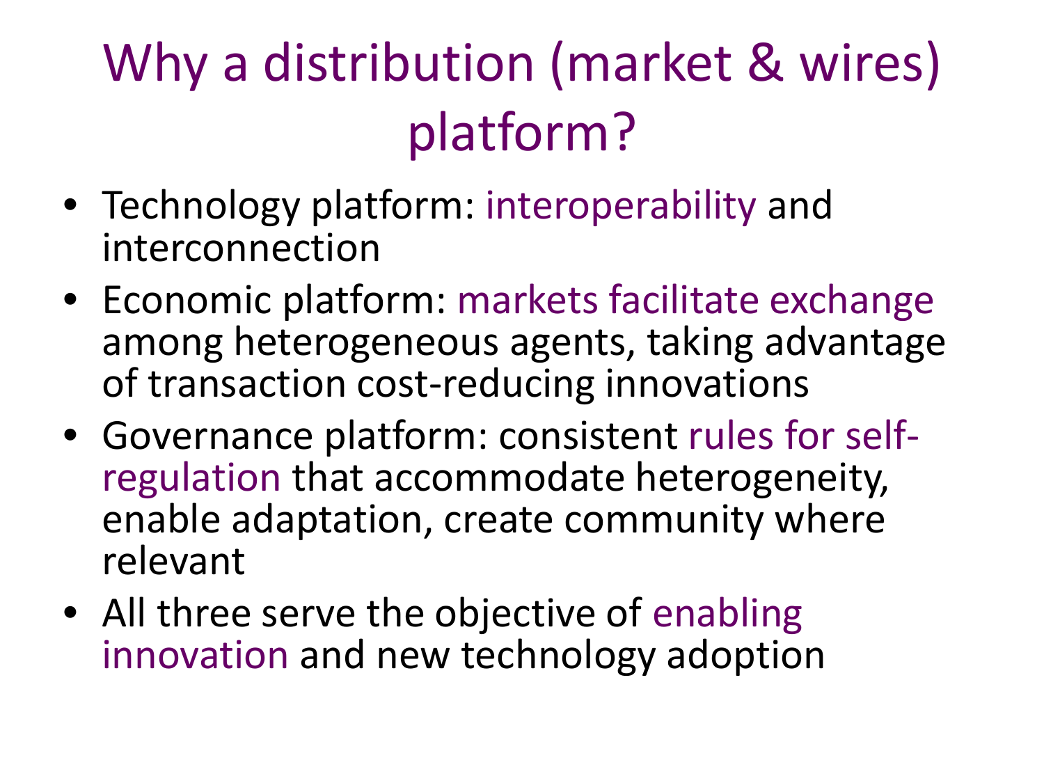# Why a distribution (market & wires) platform?

- Technology platform: interoperability and interconnection
- Economic platform: markets facilitate exchange among heterogeneous agents, taking advantage of transaction cost-reducing innovations
- Governance platform: consistent rules for self-regulation that accommodate heterogeneity, enable adaptation, create community where relevant
- All three serve the objective of enabling innovation and new technology adoption